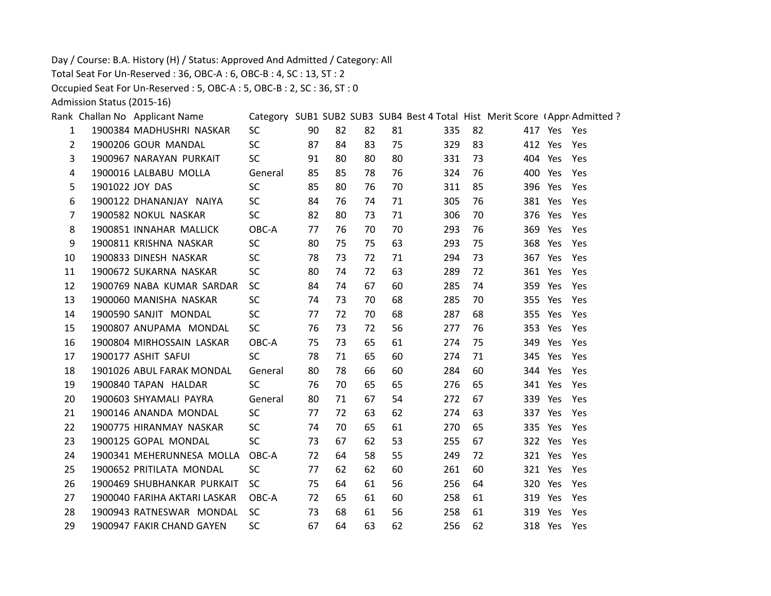Day / Course: B.A. History (H) / Status: Approved And Admitted / Category: All

Total Seat For Un-Reserved : 36, OBC-A : 6, OBC-B : 4, SC : 13, ST : 2

Occupied Seat For Un-Reserved : 5, OBC-A : 5, OBC-B : 2, SC : 36, ST : 0

Admission Status (2015-16)

| Rank | Challan No | Applicant Name | Category | SUB1 | SUB2 | SUB3 | SUB4 | Best 4 Total | Hist | Merit Score | (Appr | Admitted ? |
|---|---|---|---|---|---|---|---|---|---|---|---|---|
| 1 | 1900384 | MADHUSHRI NASKAR | SC | 90 | 82 | 82 | 81 | 335 | 82 | 417 | Yes | Yes |
| 2 | 1900206 | GOUR MANDAL | SC | 87 | 84 | 83 | 75 | 329 | 83 | 412 | Yes | Yes |
| 3 | 1900967 | NARAYAN PURKAIT | SC | 91 | 80 | 80 | 80 | 331 | 73 | 404 | Yes | Yes |
| 4 | 1900016 | LALBABU MOLLA | General | 85 | 85 | 78 | 76 | 324 | 76 | 400 | Yes | Yes |
| 5 | 1901022 | JOY DAS | SC | 85 | 80 | 76 | 70 | 311 | 85 | 396 | Yes | Yes |
| 6 | 1900122 | DHANANJAY NAIYA | SC | 84 | 76 | 74 | 71 | 305 | 76 | 381 | Yes | Yes |
| 7 | 1900582 | NOKUL NASKAR | SC | 82 | 80 | 73 | 71 | 306 | 70 | 376 | Yes | Yes |
| 8 | 1900851 | INNAHAR MALLICK | OBC-A | 77 | 76 | 70 | 70 | 293 | 76 | 369 | Yes | Yes |
| 9 | 1900811 | KRISHNA NASKAR | SC | 80 | 75 | 75 | 63 | 293 | 75 | 368 | Yes | Yes |
| 10 | 1900833 | DINESH NASKAR | SC | 78 | 73 | 72 | 71 | 294 | 73 | 367 | Yes | Yes |
| 11 | 1900672 | SUKARNA NASKAR | SC | 80 | 74 | 72 | 63 | 289 | 72 | 361 | Yes | Yes |
| 12 | 1900769 | NABA KUMAR SARDAR | SC | 84 | 74 | 67 | 60 | 285 | 74 | 359 | Yes | Yes |
| 13 | 1900060 | MANISHA NASKAR | SC | 74 | 73 | 70 | 68 | 285 | 70 | 355 | Yes | Yes |
| 14 | 1900590 | SANJIT MONDAL | SC | 77 | 72 | 70 | 68 | 287 | 68 | 355 | Yes | Yes |
| 15 | 1900807 | ANUPAMA MONDAL | SC | 76 | 73 | 72 | 56 | 277 | 76 | 353 | Yes | Yes |
| 16 | 1900804 | MIRHOSSAIN LASKAR | OBC-A | 75 | 73 | 65 | 61 | 274 | 75 | 349 | Yes | Yes |
| 17 | 1900177 | ASHIT SAFUI | SC | 78 | 71 | 65 | 60 | 274 | 71 | 345 | Yes | Yes |
| 18 | 1901026 | ABUL FARAK MONDAL | General | 80 | 78 | 66 | 60 | 284 | 60 | 344 | Yes | Yes |
| 19 | 1900840 | TAPAN HALDAR | SC | 76 | 70 | 65 | 65 | 276 | 65 | 341 | Yes | Yes |
| 20 | 1900603 | SHYAMALI PAYRA | General | 80 | 71 | 67 | 54 | 272 | 67 | 339 | Yes | Yes |
| 21 | 1900146 | ANANDA MONDAL | SC | 77 | 72 | 63 | 62 | 274 | 63 | 337 | Yes | Yes |
| 22 | 1900775 | HIRANMAY NASKAR | SC | 74 | 70 | 65 | 61 | 270 | 65 | 335 | Yes | Yes |
| 23 | 1900125 | GOPAL MONDAL | SC | 73 | 67 | 62 | 53 | 255 | 67 | 322 | Yes | Yes |
| 24 | 1900341 | MEHERUNNESA MOLLA | OBC-A | 72 | 64 | 58 | 55 | 249 | 72 | 321 | Yes | Yes |
| 25 | 1900652 | PRITILATA MONDAL | SC | 77 | 62 | 62 | 60 | 261 | 60 | 321 | Yes | Yes |
| 26 | 1900469 | SHUBHANKAR PURKAIT | SC | 75 | 64 | 61 | 56 | 256 | 64 | 320 | Yes | Yes |
| 27 | 1900040 | FARIHA AKTARI LASKAR | OBC-A | 72 | 65 | 61 | 60 | 258 | 61 | 319 | Yes | Yes |
| 28 | 1900943 | RATNESWAR MONDAL | SC | 73 | 68 | 61 | 56 | 258 | 61 | 319 | Yes | Yes |
| 29 | 1900947 | FAKIR CHAND GAYEN | SC | 67 | 64 | 63 | 62 | 256 | 62 | 318 | Yes | Yes |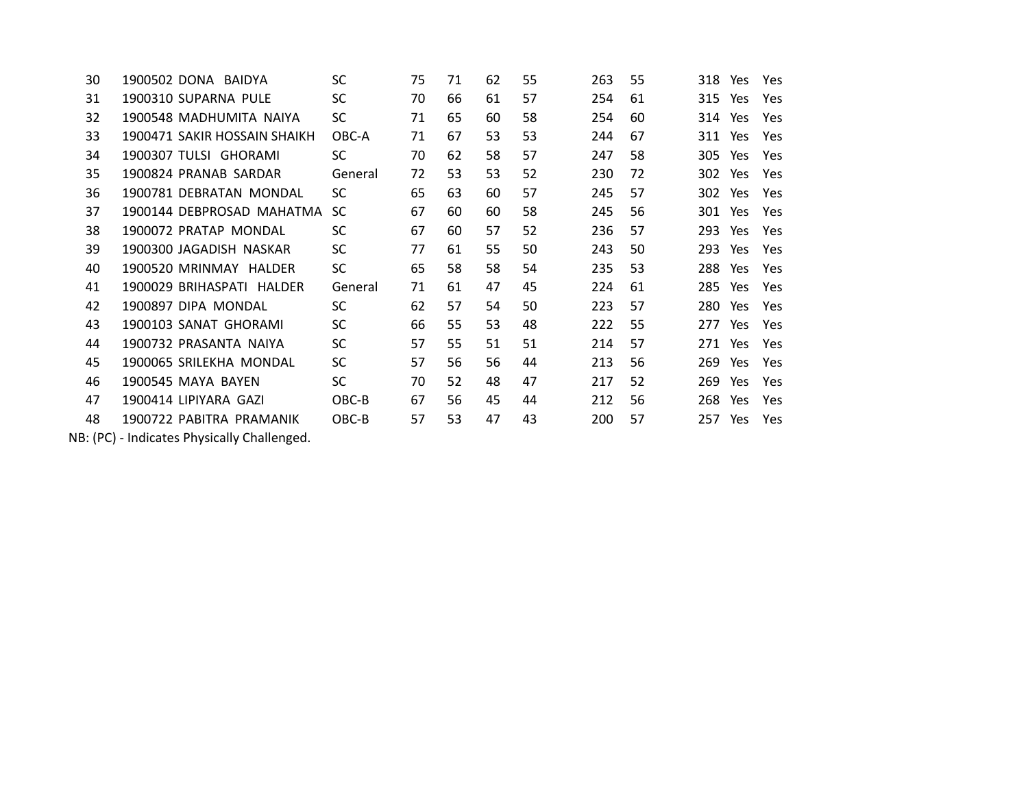| | | | | | | | | | | | | |
|---|---|---|---|---|---|---|---|---|---|---|---|---|
| 30 | 1900502 | DONA BAIDYA | SC | 75 | 71 | 62 | 55 | 263 | 55 | 318 | Yes | Yes |
| 31 | 1900310 | SUPARNA PULE | SC | 70 | 66 | 61 | 57 | 254 | 61 | 315 | Yes | Yes |
| 32 | 1900548 | MADHUMITA NAIYA | SC | 71 | 65 | 60 | 58 | 254 | 60 | 314 | Yes | Yes |
| 33 | 1900471 | SAKIR HOSSAIN SHAIKH | OBC-A | 71 | 67 | 53 | 53 | 244 | 67 | 311 | Yes | Yes |
| 34 | 1900307 | TULSI GHORAMI | SC | 70 | 62 | 58 | 57 | 247 | 58 | 305 | Yes | Yes |
| 35 | 1900824 | PRANAB SARDAR | General | 72 | 53 | 53 | 52 | 230 | 72 | 302 | Yes | Yes |
| 36 | 1900781 | DEBRATAN MONDAL | SC | 65 | 63 | 60 | 57 | 245 | 57 | 302 | Yes | Yes |
| 37 | 1900144 | DEBPROSAD MAHATMA | SC | 67 | 60 | 60 | 58 | 245 | 56 | 301 | Yes | Yes |
| 38 | 1900072 | PRATAP MONDAL | SC | 67 | 60 | 57 | 52 | 236 | 57 | 293 | Yes | Yes |
| 39 | 1900300 | JAGADISH NASKAR | SC | 77 | 61 | 55 | 50 | 243 | 50 | 293 | Yes | Yes |
| 40 | 1900520 | MRINMAY HALDER | SC | 65 | 58 | 58 | 54 | 235 | 53 | 288 | Yes | Yes |
| 41 | 1900029 | BRIHASPATI HALDER | General | 71 | 61 | 47 | 45 | 224 | 61 | 285 | Yes | Yes |
| 42 | 1900897 | DIPA MONDAL | SC | 62 | 57 | 54 | 50 | 223 | 57 | 280 | Yes | Yes |
| 43 | 1900103 | SANAT GHORAMI | SC | 66 | 55 | 53 | 48 | 222 | 55 | 277 | Yes | Yes |
| 44 | 1900732 | PRASANTA NAIYA | SC | 57 | 55 | 51 | 51 | 214 | 57 | 271 | Yes | Yes |
| 45 | 1900065 | SRILEKHA MONDAL | SC | 57 | 56 | 56 | 44 | 213 | 56 | 269 | Yes | Yes |
| 46 | 1900545 | MAYA BAYEN | SC | 70 | 52 | 48 | 47 | 217 | 52 | 269 | Yes | Yes |
| 47 | 1900414 | LIPIYARA GAZI | OBC-B | 67 | 56 | 45 | 44 | 212 | 56 | 268 | Yes | Yes |
| 48 | 1900722 | PABITRA PRAMANIK | OBC-B | 57 | 53 | 47 | 43 | 200 | 57 | 257 | Yes | Yes |

NB: (PC) - Indicates Physically Challenged.